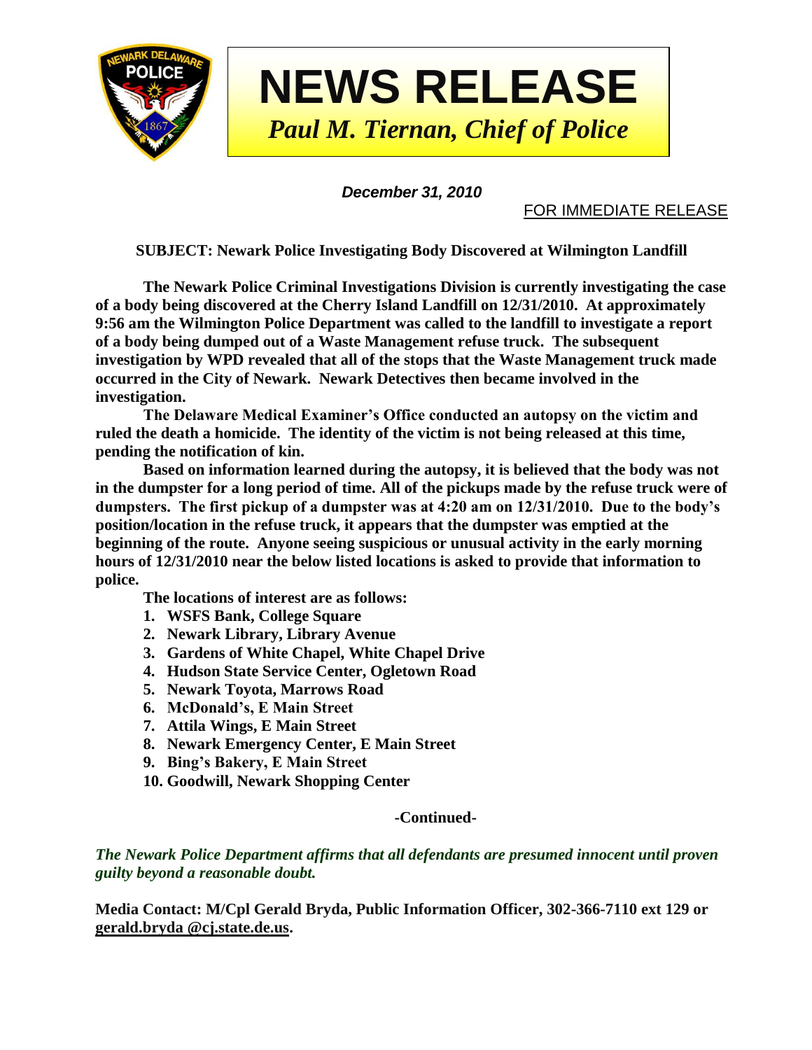# NEWS RELEASE

*Paul M. Tiernan, Chief of Police*

***December 31, 2010***

FOR IMMEDIATE RELEASE

**SUBJECT: Newark Police Investigating Body Discovered at Wilmington Landfill**

**The Newark Police Criminal Investigations Division is currently investigating the case of a body being discovered at the Cherry Island Landfill on 12/31/2010. At approximately 9:56 am the Wilmington Police Department was called to the landfill to investigate a report of a body being dumped out of a Waste Management refuse truck. The subsequent investigation by WPD revealed that all of the stops that the Waste Management truck made occurred in the City of Newark. Newark Detectives then became involved in the investigation.**

**The Delaware Medical Examiner's Office conducted an autopsy on the victim and ruled the death a homicide. The identity of the victim is not being released at this time, pending the notification of kin.**

**Based on information learned during the autopsy, it is believed that the body was not in the dumpster for a long period of time. All of the pickups made by the refuse truck were of dumpsters. The first pickup of a dumpster was at 4:20 am on 12/31/2010. Due to the body's position/location in the refuse truck, it appears that the dumpster was emptied at the beginning of the route. Anyone seeing suspicious or unusual activity in the early morning hours of 12/31/2010 near the below listed locations is asked to provide that information to police.**

**The locations of interest are as follows:**

1. **WSFS Bank, College Square**
2. **Newark Library, Library Avenue**
3. **Gardens of White Chapel, White Chapel Drive**
4. **Hudson State Service Center, Ogletown Road**
5. **Newark Toyota, Marrows Road**
6. **McDonald's, E Main Street**
7. **Attila Wings, E Main Street**
8. **Newark Emergency Center, E Main Street**
9. **Bing's Bakery, E Main Street**
10. **Goodwill, Newark Shopping Center**

**-Continued-**

***The Newark Police Department affirms that all defendants are presumed innocent until proven guilty beyond a reasonable doubt.***

**Media Contact: M/Cpl Gerald Bryda, Public Information Officer, 302-366-7110 ext 129 or gerald.bryda @cj.state.de.us.**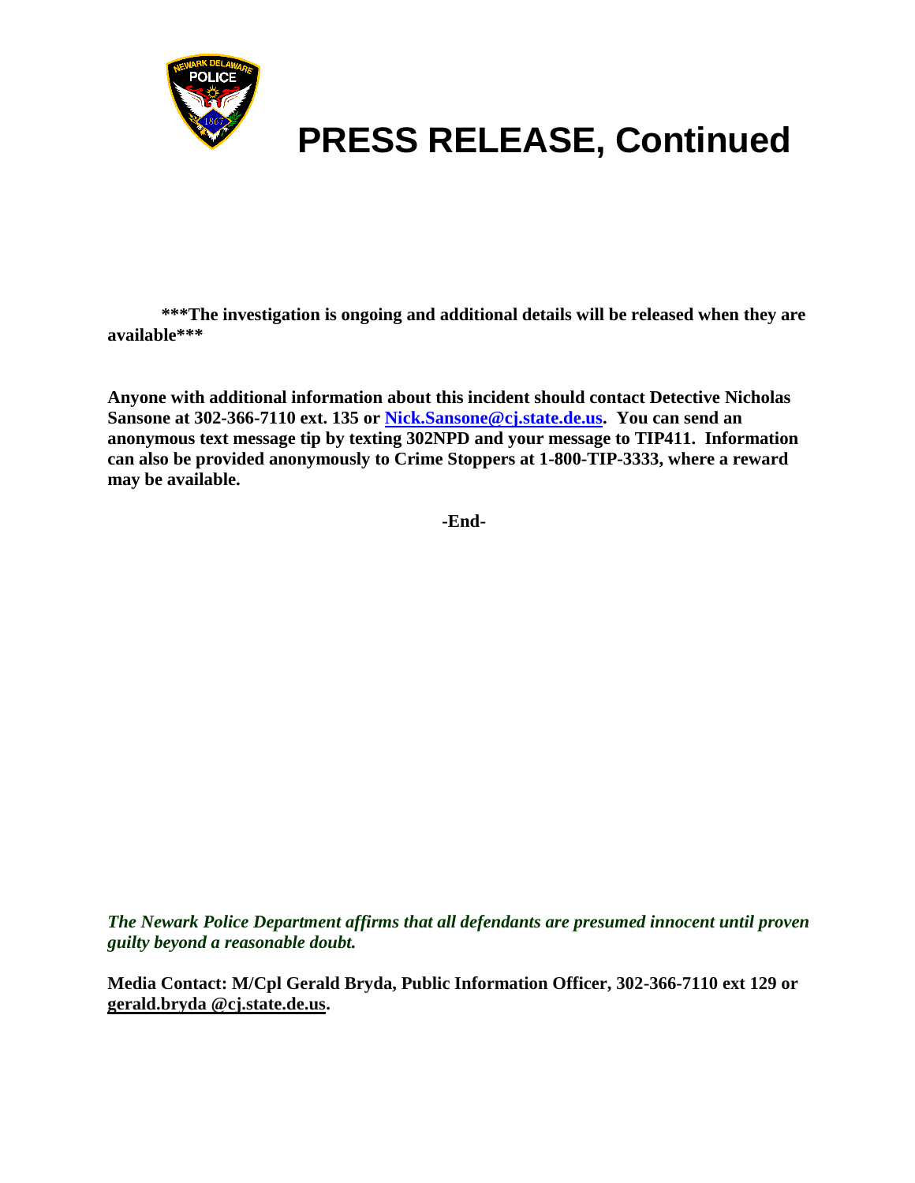# PRESS RELEASE, Continued

**\*\*\*The investigation is ongoing and additional details will be released when they are available\*\*\***

**Anyone with additional information about this incident should contact Detective Nicholas Sansone at 302-366-7110 ext. 135 or [Nick.Sansone@cj.state.de.us](mailto:Nick.Sansone@cj.state.de.us). You can send an anonymous text message tip by texting 302NPD and your message to TIP411. Information can also be provided anonymously to Crime Stoppers at 1-800-TIP-3333, where a reward may be available.**

**-End-**

***The Newark Police Department affirms that all defendants are presumed innocent until proven guilty beyond a reasonable doubt.***

**Media Contact: M/Cpl Gerald Bryda, Public Information Officer, 302-366-7110 ext 129 or gerald.bryda @cj.state.de.us.**